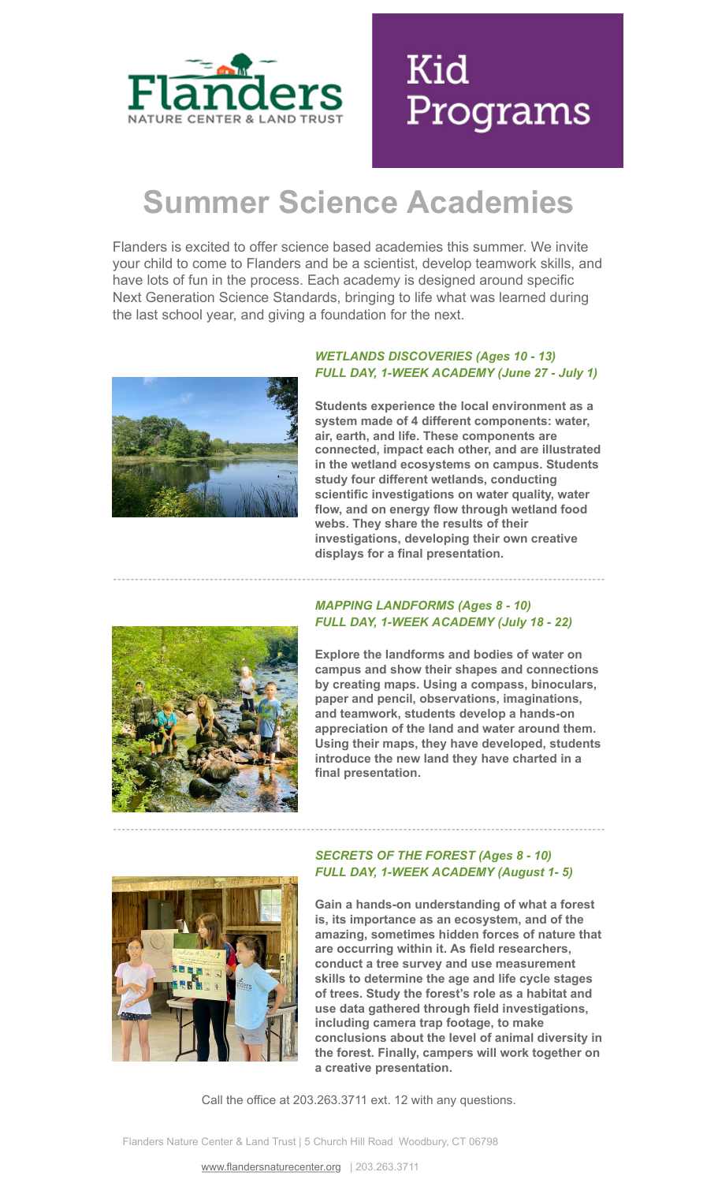Flanders

NATURE CENTER & LAND TRUST

# Kid Programs

## Summer Science Academies

Flanders is excited to offer science based academies this summer. We invite your child to come to Flanders and be a scientist, develop teamwork skills, and have lots of fun in the process. Each academy is designed around specific Next Generation Science Standards, bringing to life what was learned during the last school year, and giving a foundation for the next.

### *WETLANDS DISCOVERIES (Ages 10 - 13)*
### *FULL DAY, 1-WEEK ACADEMY (June 27 - July 1)*

**Students experience the local environment as a system made of 4 different components: water, air, earth, and life. These components are connected, impact each other, and are illustrated in the wetland ecosystems on campus. Students study four different wetlands, conducting scientific investigations on water quality, water flow, and on energy flow through wetland food webs. They share the results of their investigations, developing their own creative displays for a final presentation.**

---

### *MAPPING LANDFORMS (Ages 8 - 10)*
### *FULL DAY, 1-WEEK ACADEMY (July 18 - 22)*

**Explore the landforms and bodies of water on campus and show their shapes and connections by creating maps. Using a compass, binoculars, paper and pencil, observations, imaginations, and teamwork, students develop a hands-on appreciation of the land and water around them. Using their maps, they have developed, students introduce the new land they have charted in a final presentation.**

---

### *SECRETS OF THE FOREST (Ages 8 - 10)*
### *FULL DAY, 1-WEEK ACADEMY (August 1- 5)*

**Gain a hands-on understanding of what a forest is, its importance as an ecosystem, and of the amazing, sometimes hidden forces of nature that are occurring within it. As field researchers, conduct a tree survey and use measurement skills to determine the age and life cycle stages of trees. Study the forest's role as a habitat and use data gathered through field investigations, including camera trap footage, to make conclusions about the level of animal diversity in the forest. Finally, campers will work together on a creative presentation.**

Call the office at 203.263.3711 ext. 12 with any questions.

Flanders Nature Center & Land Trust | 5 Church Hill Road Woodbury, CT 06798

www.flandersnaturecenter.org | 203.263.3711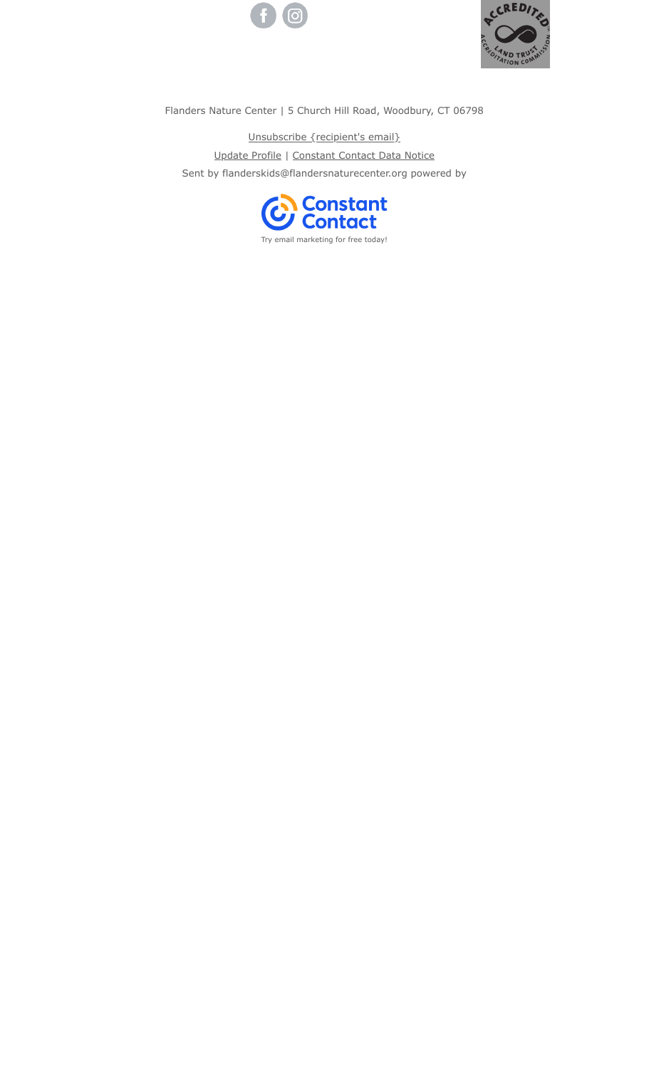Flanders Nature Center | 5 Church Hill Road, Woodbury, CT 06798

Unsubscribe {recipient's email}

Update Profile | Constant Contact Data Notice

Sent by flanderskids@flandersnaturecenter.org powered by

Try email marketing for free today!